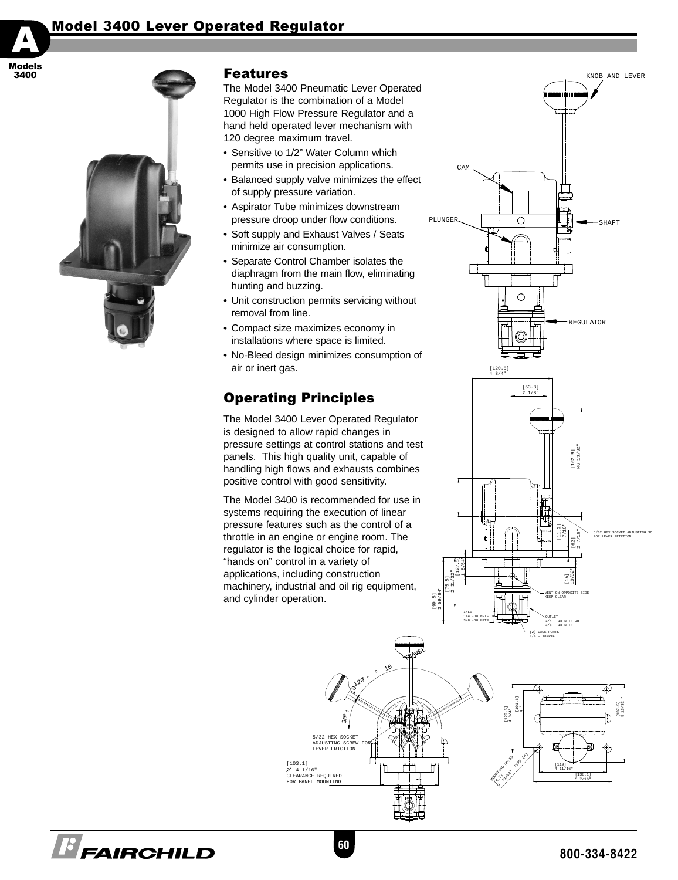# Model 3400 Lever Operated Regulator

## Features

The Model 3400 Pneumatic Lever Operated Regulator is the combination of a Model 1000 High Flow Pressure Regulator and a hand held operated lever mechanism with 120 degree maximum travel.

- Sensitive to 1/2" Water Column which permits use in precision applications.
- Balanced supply valve minimizes the effect of supply pressure variation.
- Aspirator Tube minimizes downstream pressure droop under flow conditions.
- Soft supply and Exhaust Valves / Seats minimize air consumption.
- Separate Control Chamber isolates the diaphragm from the main flow, eliminating hunting and buzzing.
- Unit construction permits servicing without removal from line.
- Compact size maximizes economy in installations where space is limited.
- No-Bleed design minimizes consumption of air or inert gas.

## Operating Principles

The Model 3400 Lever Operated Regulator is designed to allow rapid changes in pressure settings at control stations and test panels. This high quality unit, capable of handling high flows and exhausts combines positive control with good sensitivity.

The Model 3400 is recommended for use in systems requiring the execution of linear pressure features such as the control of a throttle in an engine or engine room. The regulator is the logical choice for rapid, "hands on" control in a variety of applications, including construction machinery, industrial and oil rig equipment, and cylinder operation.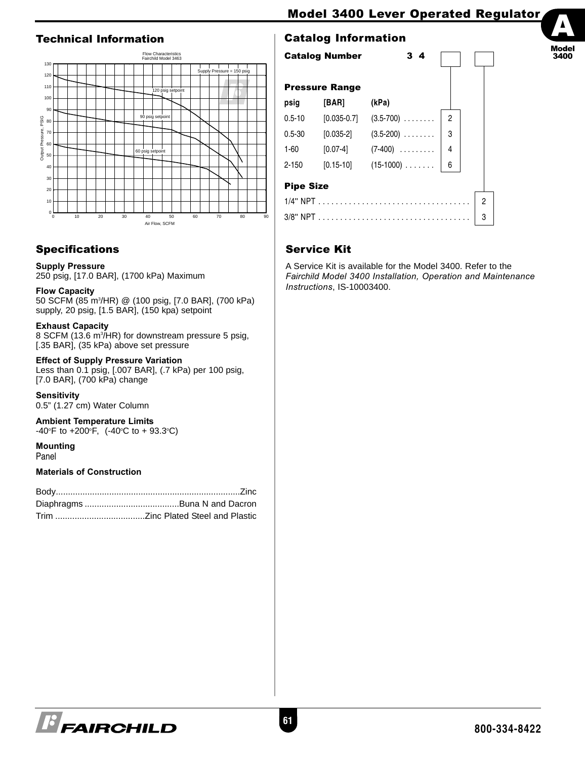## Technical Information

Flow Characteristics
Fairchild Model 3463

Supply Pressure = 150 psig

120 psig setpoint

90 psig setpoint

60 psig setpoint

Output Pressure, PSIG

0
10
20
30
40
50
60
70
80
90
100
110
120
130

Air Flow, SCFM

0
10
20
30
40
50
60
70
80
90

## Specifications

**Supply Pressure**
250 psig, [17.0 BAR], (1700 kPa) Maximum

**Flow Capacity**
50 SCFM (85 $m^3$/HR) @ (100 psig, [7.0 BAR], (700 kPa) supply, 20 psig, [1.5 BAR], (150 kpa) setpoint

**Exhaust Capacity**
8 SCFM (13.6 $m^3$/HR) for downstream pressure 5 psig, [.35 BAR], (35 kPa) above set pressure

**Effect of Supply Pressure Variation**
Less than 0.1 psig, [.007 BAR], (.7 kPa) per 100 psig, [7.0 BAR], (700 kPa) change

**Sensitivity**
0.5" (1.27 cm) Water Column

**Ambient Temperature Limits**
-40°F to +200°F, (-40°C to + 93.3°C)

**Mounting**
Panel

**Materials of Construction**

Body............................................................................Zinc
Diaphragms .......................................Buna N and Dacron
Trim .....................................Zinc Plated Steel and Plastic

## Catalog Information

**Catalog Number** 3 4 ☐ ☐

### Pressure Range

| psig | [BAR] | (kPa) | |
|---|---|---|---|
| 0.5-10 | [0.035-0.7] | (3.5-700) | 2 |
| 0.5-30 | [0.035-2] | (3.5-200) | 3 |
| 1-60 | [0.07-4] | (7-400) | 4 |
| 2-150 | [0.15-10] | (15-1000) | 6 |

### Pipe Size

| | |
|---|---|
| 1/4" NPT | 2 |
| 3/8" NPT | 3 |

## Service Kit

A Service Kit is available for the Model 3400. Refer to the *Fairchild Model 3400 Installation, Operation and Maintenance Instructions*, IS-10003400.